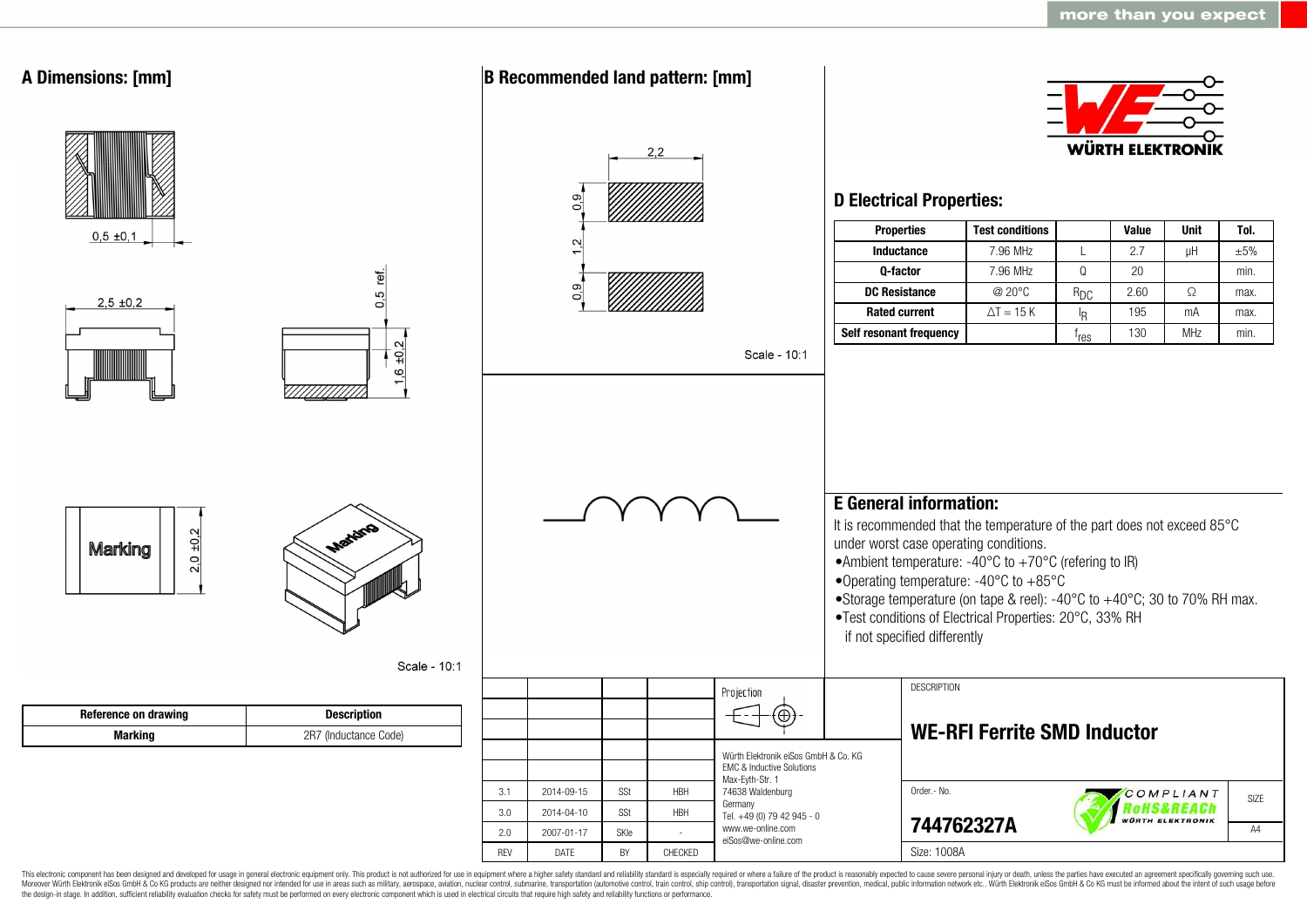## A Dimensions: [mm]

0,5 ±0,1

2,5 ±0,2

0,5 ref.

1,6 ±0,2

Marking

2,0 ±0,2

Scale - 10:1

| Reference on drawing | Description |
|---|---|
| Marking | 2R7 (Inductance Code) |

## B Recommended land pattern: [mm]

2,2

0,9

1,2

0,9

Scale - 10:1

## D Electrical Properties:

| Properties | Test conditions | | Value | Unit | Tol. |
|---|---|---|---|---|---|
| Inductance | 7.96 MHz | L | 2.7 | µH | ±5% |
| Q-factor | 7.96 MHz | Q | 20 | | min. |
| DC Resistance | @ 20°C | $R_{DC}$ | 2.60 | Ω | max. |
| Rated current | ΔT = 15 K | $I_R$ | 195 | mA | max. |
| Self resonant frequency | | $f_{res}$ | 130 | MHz | min. |

## E General information:

It is recommended that the temperature of the part does not exceed 85°C under worst case operating conditions.

- Ambient temperature: -40°C to +70°C (refering to IR)
- Operating temperature: -40°C to +85°C
- Storage temperature (on tape & reel): -40°C to +40°C; 30 to 70% RH max.
- Test conditions of Electrical Properties: 20°C, 33% RH if not specified differently

| REV | DATE | BY | CHECKED |
|---|---|---|---|
| 3.1 | 2014-09-15 | SSt | HBH |
| 3.0 | 2014-04-10 | SSt | HBH |
| 2.0 | 2007-01-17 | SKle | - |

Projection

Würth Elektronik eiSos GmbH & Co. KG
EMC & Inductive Solutions
Max-Eyth-Str. 1
74638 Waldenburg
Germany
Tel. +49 (0) 79 42 945 - 0
www.we-online.com
eiSos@we-online.com

DESCRIPTION

**WE-RFI Ferrite SMD Inductor**

Order.- No.

**744762327A**

SIZE: A4

Size: 1008A

This electronic component has been designed and developed for usage in general electronic equipment only. This product is not authorized for use in equipment where a higher safety standard and reliability standard is especially required or where a failure of the product is reasonably expected to cause severe personal injury or death, unless the parties have executed an agreement specifically governing such use. Moreover Würth Elektronik eiSos GmbH & Co KG products are neither designed nor intended for use in areas such as military, aerospace, aviation, nuclear control, submarine, transportation (automotive control, train control, ship control), transportation signal, disaster prevention, medical, public information network etc.. Würth Elektronik eiSos GmbH & Co KG must be informed about the intent of such usage before the design-in stage. In addition, sufficient reliability evaluation checks for safety must be performed on every electronic component which is used in electrical circuits that require high safety and reliability functions or performance.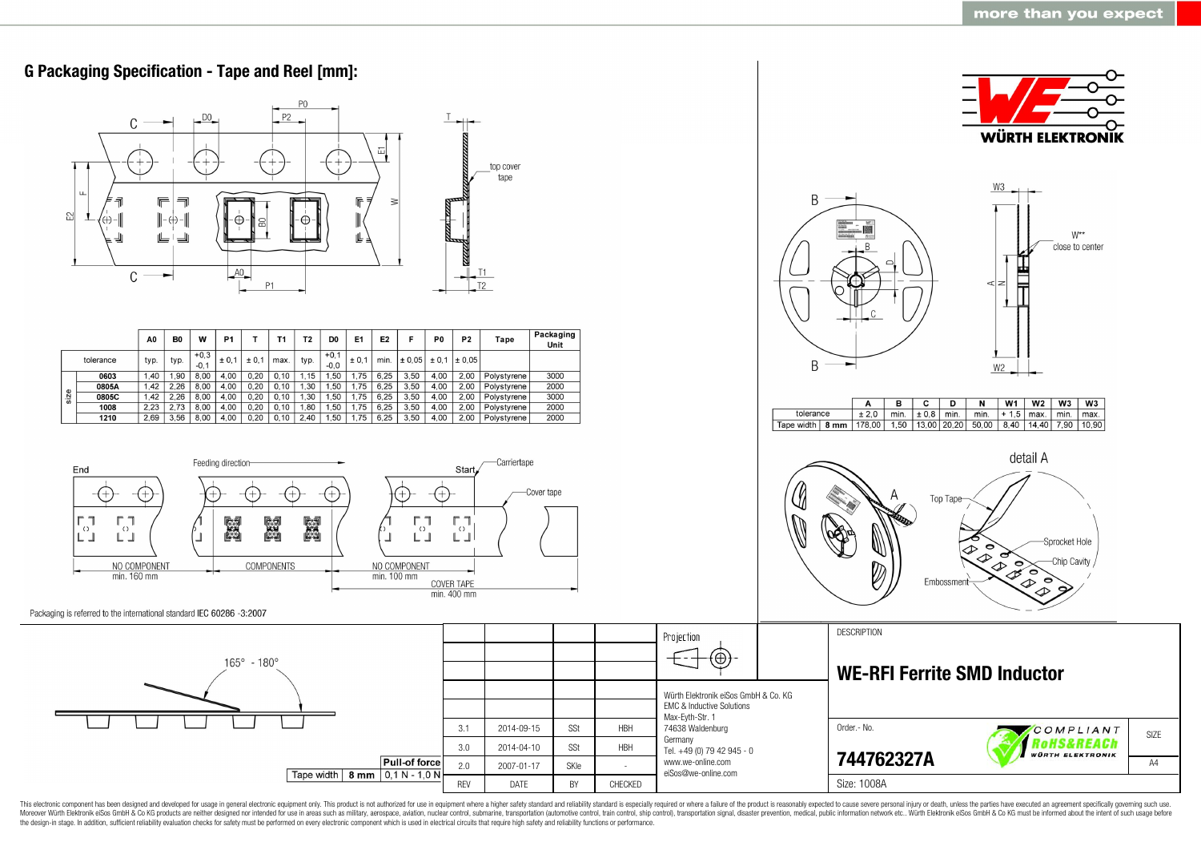## G Packaging Specification - Tape and Reel [mm]:

| size | A0 | B0 | W | P1 | T | T1 | T2 | D0 | E1 | E2 | F | P0 | P2 | Tape | Packaging Unit |
|---|---|---|---|---|---|---|---|---|---|---|---|---|---|---|---|
| tolerance | typ. | typ. | +0,3 -0,1 | ± 0,1 | ± 0,1 | max. | typ. | +0,1 -0,0 | ± 0,1 | min. | ± 0,05 | ± 0,1 | ± 0,05 | | |
| 0603 | 1,40 | 1,90 | 8,00 | 4,00 | 0,20 | 0,10 | 1,15 | 1,50 | 1,75 | 6,25 | 3,50 | 4,00 | 2,00 | Polystyrene | 3000 |
| 0805A | 1,42 | 2,26 | 8,00 | 4,00 | 0,20 | 0,10 | 1,30 | 1,50 | 1,75 | 6,25 | 3,50 | 4,00 | 2,00 | Polystyrene | 2000 |
| 0805C | 1,42 | 2,26 | 8,00 | 4,00 | 0,20 | 0,10 | 1,30 | 1,50 | 1,75 | 6,25 | 3,50 | 4,00 | 2,00 | Polystyrene | 3000 |
| 1008 | 2,23 | 2,73 | 8,00 | 4,00 | 0,20 | 0,10 | 1,80 | 1,50 | 1,75 | 6,25 | 3,50 | 4,00 | 2,00 | Polystyrene | 2000 |
| 1210 | 2,69 | 3,56 | 8,00 | 4,00 | 0,20 | 0,10 | 2,40 | 1,50 | 1,75 | 6,25 | 3,50 | 4,00 | 2,00 | Polystyrene | 2000 |

End — Feeding direction — Start — Carriertape — Cover tape

NO COMPONENT min. 160 mm — COMPONENTS — NO COMPONENT min. 100 mm — COVER TAPE min. 400 mm

Packaging is referred to the international standard IEC 60286 -3:2007

165° - 180°

| Tape width | | Pull-of force |
|---|---|---|
| | 8 mm | 0,1 N - 1,0 N |

| | A | B | C | D | N | W1 | W2 | W3 | W3 |
|---|---|---|---|---|---|---|---|---|---|
| tolerance | ± 2,0 | min. | ± 0,8 | min. | min. | + 1,5 | max. | min. | max. |
| Tape width 8 mm | 178,00 | 1,50 | 13,00 | 20,20 | 50,00 | 8,40 | 14,40 | 7,90 | 10,90 |

W** close to center

detail A: Top Tape, Sprocket Hole, Chip Cavity, Embossment

| REV | DATE | BY | CHECKED |
|---|---|---|---|
| 3.1 | 2014-09-15 | SSt | HBH |
| 3.0 | 2014-04-10 | SSt | HBH |
| 2.0 | 2007-01-17 | SKle | - |

Projection

Würth Elektronik eiSos GmbH & Co. KG
EMC & Inductive Solutions
Max-Eyth-Str. 1
74638 Waldenburg
Germany
Tel. +49 (0) 79 42 945 - 0
www.we-online.com
eiSos@we-online.com

DESCRIPTION

**WE-RFI Ferrite SMD Inductor**

Order.- No.

**744762327A**

Size: 1008A

SIZE: A4

This electronic component has been designed and developed for usage in general electronic equipment only. This product is not authorized for use in equipment where a higher safety standard and reliability standard is especially required or where a failure of the product is reasonably expected to cause severe personal injury or death, unless the parties have executed an agreement specifically governing such use. Moreover Würth Elektronik eiSos GmbH & Co KG products are neither designed nor intended for use in areas such as military, aerospace, aviation, nuclear control, submarine, transportation (automotive control, train control, ship control), transportation signal, disaster prevention, medical, public information network etc.. Würth Elektronik eiSos GmbH & Co KG must be informed about the intent of such usage before the design-in stage. In addition, sufficient reliability evaluation checks for safety must be performed on every electronic component which is used in electrical circuits that require high safety and reliability functions or performance.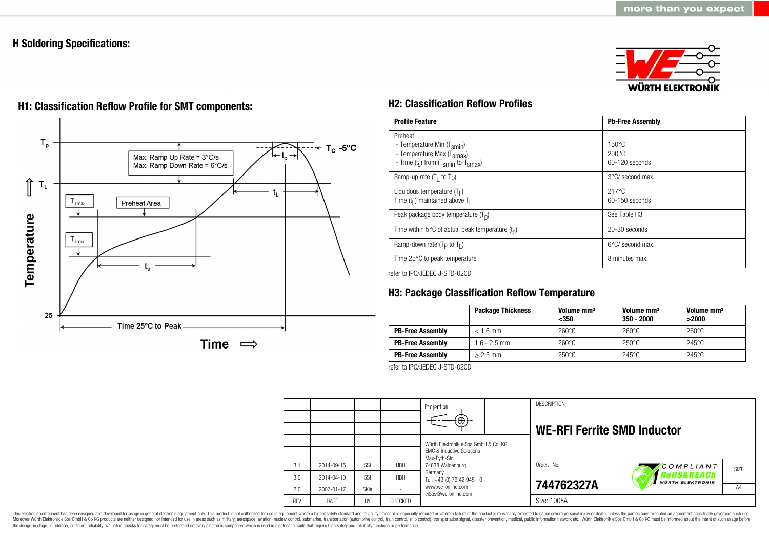# H Soldering Specifications:

## H1: Classification Reflow Profile for SMT components:

Max. Ramp Up Rate = 3°C/s
Max. Ramp Down Rate = 6°C/s

## H2: Classification Reflow Profiles

| Profile Feature | Pb-Free Assembly |
|---|---|
| Preheat<br>- Temperature Min ($T_{smin}$)<br>- Temperature Max ($T_{smax}$)<br>- Time ($t_s$) from ($T_{smin}$ to $T_{smax}$) | <br>150°C<br>200°C<br>60-120 seconds |
| Ramp-up rate ($T_L$ to $T_P$) | 3°C/ second max. |
| Liquidous temperature ($T_L$)<br>Time ($t_L$) maintained above $T_L$ | 217°C<br>60-150 seconds |
| Peak package body temperature ($T_p$) | See Table H3 |
| Time within 5°C of actual peak temperature ($t_p$) | 20-30 seconds |
| Ramp-down rate ($T_P$ to $T_L$) | 6°C/ second max. |
| Time 25°C to peak temperature | 8 minutes max. |

refer to IPC/JEDEC J-STD-020D

## H3: Package Classification Reflow Temperature

| | Package Thickness | Volume mm³ <350 | Volume mm³ 350 - 2000 | Volume mm³ >2000 |
|---|---|---|---|---|
| **PB-Free Assembly** | < 1.6 mm | 260°C | 260°C | 260°C |
| **PB-Free Assembly** | 1.6 - 2.5 mm | 260°C | 250°C | 245°C |
| **PB-Free Assembly** | ≥ 2.5 mm | 250°C | 245°C | 245°C |

refer to IPC/JEDEC J-STD-020D

| REV | DATE | BY | CHECKED |
|---|---|---|---|
| 3.1 | 2014-09-15 | SSt | HBH |
| 3.0 | 2014-04-10 | SSt | HBH |
| 2.0 | 2007-01-17 | SKle | - |

Projection

Würth Elektronik eiSos GmbH & Co. KG
EMC & Inductive Solutions
Max-Eyth-Str. 1
74638 Waldenburg
Germany
Tel. +49 (0) 79 42 945 - 0
www.we-online.com
eiSos@we-online.com

DESCRIPTION

**WE-RFI Ferrite SMD Inductor**

Order.- No.
**744762327A**

Size: 1008A

SIZE: A4

This electronic component has been designed and developed for usage in general electronic equipment only. This product is not authorized for use in equipment where a higher safety standard and reliability standard is especially required or where a failure of the product is reasonably expected to cause severe personal injury or death, unless the parties have executed an agreement specifically governing such use. Moreover Würth Elektronik eiSos GmbH & Co KG products are neither designed nor intended for use in areas such as military, aerospace, aviation, nuclear control, submarine, transportation (automotive control, train control, ship control), transportation signal, disaster prevention, medical, public information network etc.. Würth Elektronik eiSos GmbH & Co KG must be informed about the intent of such usage before the design-in stage. In addition, sufficient reliability evaluation checks for safety must be performed on every electronic component which is used in electrical circuits that require high safety and reliability functions or performance.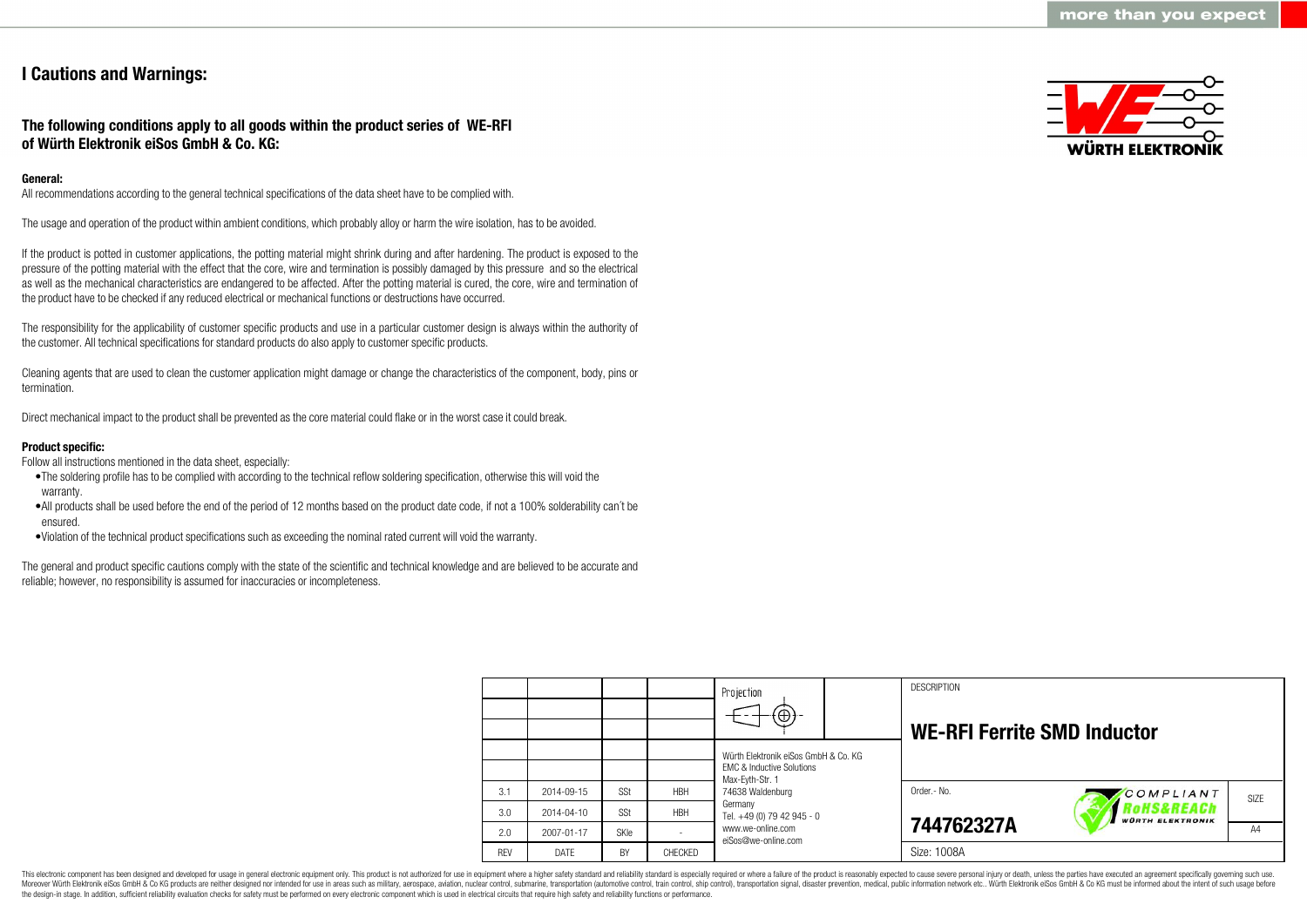# I Cautions and Warnings:

## The following conditions apply to all goods within the product series of WE-RFI of Würth Elektronik eiSos GmbH & Co. KG:

**General:**
All recommendations according to the general technical specifications of the data sheet have to be complied with.

The usage and operation of the product within ambient conditions, which probably alloy or harm the wire isolation, has to be avoided.

If the product is potted in customer applications, the potting material might shrink during and after hardening. The product is exposed to the pressure of the potting material with the effect that the core, wire and termination is possibly damaged by this pressure and so the electrical as well as the mechanical characteristics are endangered to be affected. After the potting material is cured, the core, wire and termination of the product have to be checked if any reduced electrical or mechanical functions or destructions have occurred.

The responsibility for the applicability of customer specific products and use in a particular customer design is always within the authority of the customer. All technical specifications for standard products do also apply to customer specific products.

Cleaning agents that are used to clean the customer application might damage or change the characteristics of the component, body, pins or termination.

Direct mechanical impact to the product shall be prevented as the core material could flake or in the worst case it could break.

**Product specific:**
Follow all instructions mentioned in the data sheet, especially:

- The soldering profile has to be complied with according to the technical reflow soldering specification, otherwise this will void the warranty.
- All products shall be used before the end of the period of 12 months based on the product date code, if not a 100% solderability can´t be ensured.
- Violation of the technical product specifications such as exceeding the nominal rated current will void the warranty.

The general and product specific cautions comply with the state of the scientific and technical knowledge and are believed to be accurate and reliable; however, no responsibility is assumed for inaccuracies or incompleteness.

| REV | DATE | BY | CHECKED |
|---|---|---|---|
| 3.1 | 2014-09-15 | SSt | HBH |
| 3.0 | 2014-04-10 | SSt | HBH |
| 2.0 | 2007-01-17 | SKle | - |

Würth Elektronik eiSos GmbH & Co. KG
EMC & Inductive Solutions
Max-Eyth-Str. 1
74638 Waldenburg
Germany
Tel. +49 (0) 79 42 945 - 0
www.we-online.com
eiSos@we-online.com

DESCRIPTION

**WE-RFI Ferrite SMD Inductor**

Order.- No.

**744762327A**

Size: 1008A

SIZE: A4

This electronic component has been designed and developed for usage in general electronic equipment only. This product is not authorized for use in equipment where a higher safety standard and reliability standard is especially required or where a failure of the product is reasonably expected to cause severe personal injury or death, unless the parties have executed an agreement specifically governing such use. Moreover Würth Elektronik eiSos GmbH & Co KG products are neither designed nor intended for use in areas such as military, aerospace, aviation, nuclear control, submarine, transportation (automotive control, train control, ship control), transportation signal, disaster prevention, medical, public information network etc.. Würth Elektronik eiSos GmbH & Co KG must be informed about the intent of such usage before the design-in stage. In addition, sufficient reliability evaluation checks for safety must be performed on every electronic component which is used in electrical circuits that require high safety and reliability functions or performance.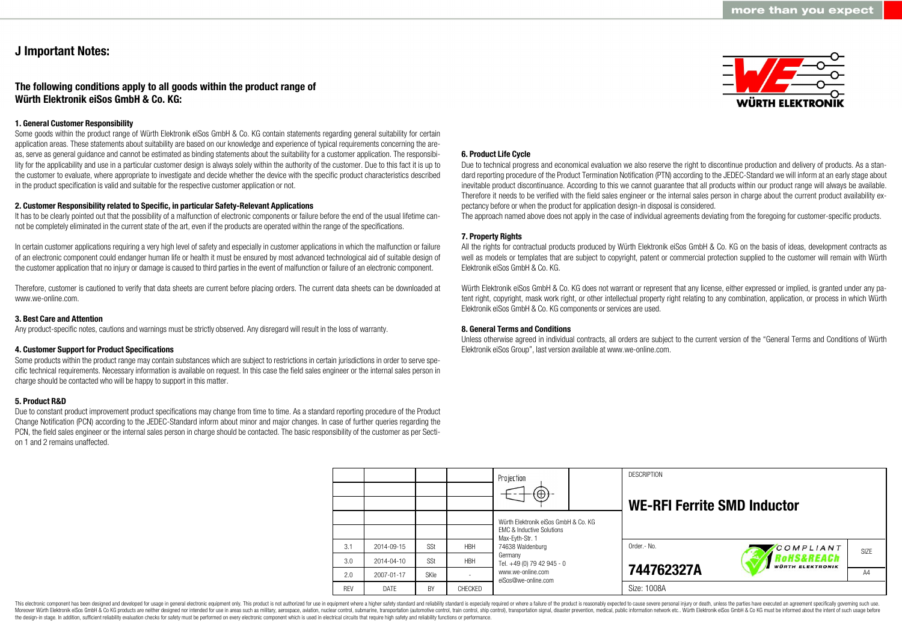# J Important Notes:

## The following conditions apply to all goods within the product range of Würth Elektronik eiSos GmbH & Co. KG:

### 1. General Customer Responsibility

Some goods within the product range of Würth Elektronik eiSos GmbH & Co. KG contain statements regarding general suitability for certain application areas. These statements about suitability are based on our knowledge and experience of typical requirements concerning the areas, serve as general guidance and cannot be estimated as binding statements about the suitability for a customer application. The responsibility for the applicability and use in a particular customer design is always solely within the authority of the customer. Due to this fact it is up to the customer to evaluate, where appropriate to investigate and decide whether the device with the specific product characteristics described in the product specification is valid and suitable for the respective customer application or not.

### 2. Customer Responsibility related to Specific, in particular Safety-Relevant Applications

It has to be clearly pointed out that the possibility of a malfunction of electronic components or failure before the end of the usual lifetime cannot be completely eliminated in the current state of the art, even if the products are operated within the range of the specifications.

In certain customer applications requiring a very high level of safety and especially in customer applications in which the malfunction or failure of an electronic component could endanger human life or health it must be ensured by most advanced technological aid of suitable design of the customer application that no injury or damage is caused to third parties in the event of malfunction or failure of an electronic component.

Therefore, customer is cautioned to verify that data sheets are current before placing orders. The current data sheets can be downloaded at www.we-online.com.

### 3. Best Care and Attention

Any product-specific notes, cautions and warnings must be strictly observed. Any disregard will result in the loss of warranty.

### 4. Customer Support for Product Specifications

Some products within the product range may contain substances which are subject to restrictions in certain jurisdictions in order to serve specific technical requirements. Necessary information is available on request. In this case the field sales engineer or the internal sales person in charge should be contacted who will be happy to support in this matter.

### 5. Product R&D

Due to constant product improvement product specifications may change from time to time. As a standard reporting procedure of the Product Change Notification (PCN) according to the JEDEC-Standard inform about minor and major changes. In case of further queries regarding the PCN, the field sales engineer or the internal sales person in charge should be contacted. The basic responsibility of the customer as per Section 1 and 2 remains unaffected.

### 6. Product Life Cycle

Due to technical progress and economical evaluation we also reserve the right to discontinue production and delivery of products. As a standard reporting procedure of the Product Termination Notification (PTN) according to the JEDEC-Standard we will inform at an early stage about inevitable product discontinuance. According to this we cannot guarantee that all products within our product range will always be available. Therefore it needs to be verified with the field sales engineer or the internal sales person in charge about the current product availability expectancy before or when the product for application design-in disposal is considered.

The approach named above does not apply in the case of individual agreements deviating from the foregoing for customer-specific products.

### 7. Property Rights

All the rights for contractual products produced by Würth Elektronik eiSos GmbH & Co. KG on the basis of ideas, development contracts as well as models or templates that are subject to copyright, patent or commercial protection supplied to the customer will remain with Würth Elektronik eiSos GmbH & Co. KG.

Würth Elektronik eiSos GmbH & Co. KG does not warrant or represent that any license, either expressed or implied, is granted under any patent right, copyright, mask work right, or other intellectual property right relating to any combination, application, or process in which Würth Elektronik eiSos GmbH & Co. KG components or services are used.

### 8. General Terms and Conditions

Unless otherwise agreed in individual contracts, all orders are subject to the current version of the "General Terms and Conditions of Würth Elektronik eiSos Group", last version available at www.we-online.com.

| REV | DATE | BY | CHECKED |
|---|---|---|---|
| 3.1 | 2014-09-15 | SSt | HBH |
| 3.0 | 2014-04-10 | SSt | HBH |
| 2.0 | 2007-01-17 | SKle | - |

Projection

Würth Elektronik eiSos GmbH & Co. KG
EMC & Inductive Solutions
Max-Eyth-Str. 1
74638 Waldenburg
Germany
Tel. +49 (0) 79 42 945 - 0
www.we-online.com
eiSos@we-online.com

DESCRIPTION

**WE-RFI Ferrite SMD Inductor**

Order.- No. **744762327A**

COMPLIANT RoHS&REACh WÜRTH ELEKTRONIK

SIZE A4

Size: 1008A

This electronic component has been designed and developed for usage in general electronic equipment only. This product is not authorized for use in equipment where a higher safety standard and reliability standard is especially required or where a failure of the product is reasonably expected to cause severe personal injury or death, unless the parties have executed an agreement specifically governing such use. Moreover Würth Elektronik eiSos GmbH & Co KG products are neither designed nor intended for use in areas such as military, aerospace, aviation, nuclear control, submarine, transportation (automotive control, train control, ship control), transportation signal, disaster prevention, medical, public information network etc.. Würth Elektronik eiSos GmbH & Co KG must be informed about the intent of such usage before the design-in stage. In addition, sufficient reliability evaluation checks for safety must be performed on every electronic component which is used in electrical circuits that require high safety and reliability functions or performance.